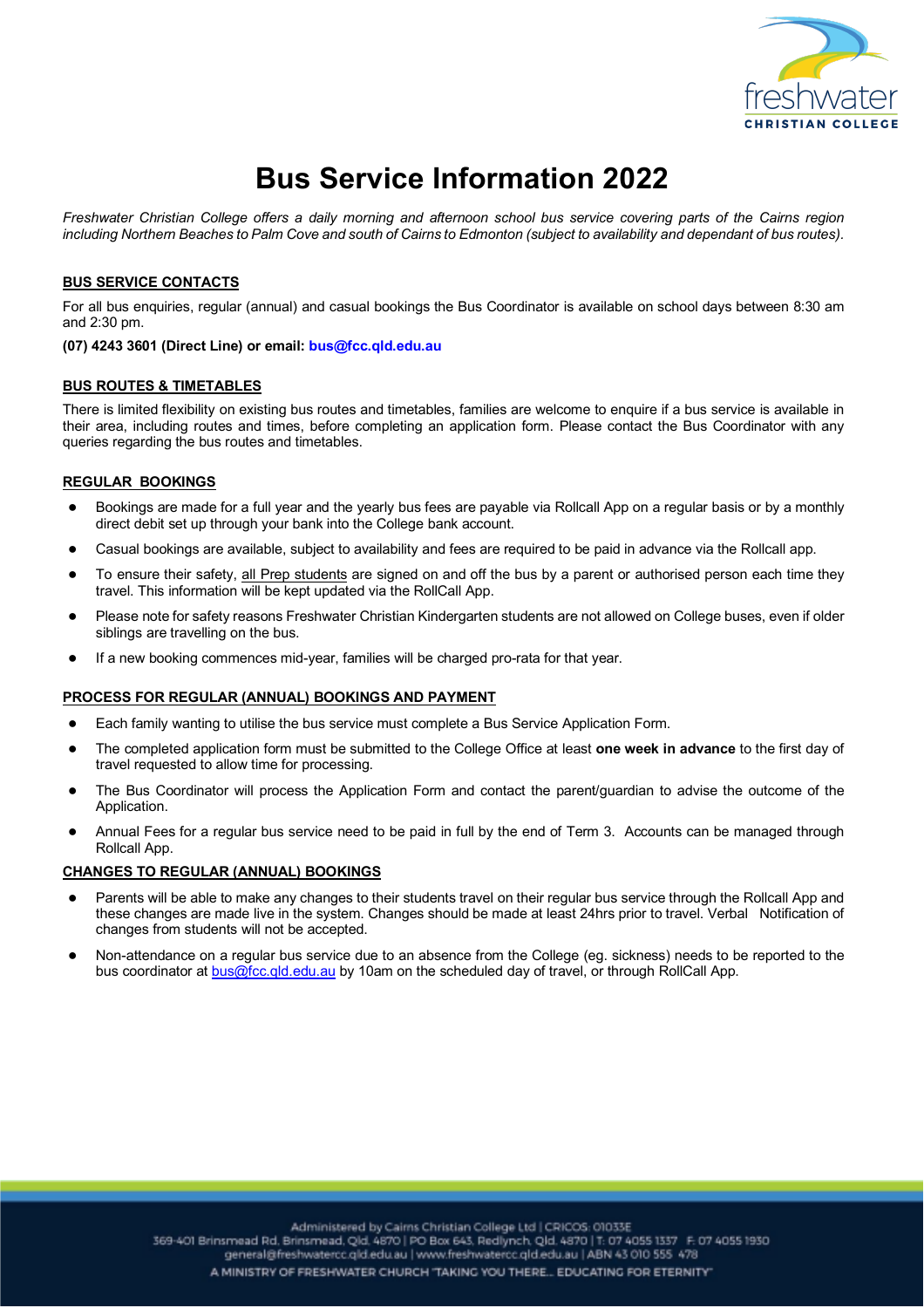# Bus Service Information 2022

*Freshwater Christian College offers a daily morning and afternoon school bus service covering parts of the Cairns region including Northern Beaches to Palm Cove and south of Cairns to Edmonton (subject to availability and dependant of bus routes).*

## BUS SERVICE CONTACTS

For all bus enquiries, regular (annual) and casual bookings the Bus Coordinator is available on school days between 8:30 am and 2:30 pm.

**(07) 4243 3601 (Direct Line) or email: bus@fcc.qld.edu.au**

## BUS ROUTES & TIMETABLES

There is limited flexibility on existing bus routes and timetables, families are welcome to enquire if a bus service is available in their area, including routes and times, before completing an application form. Please contact the Bus Coordinator with any queries regarding the bus routes and timetables.

## REGULAR BOOKINGS

- Bookings are made for a full year and the yearly bus fees are payable via Rollcall App on a regular basis or by a monthly direct debit set up through your bank into the College bank account.
- Casual bookings are available, subject to availability and fees are required to be paid in advance via the Rollcall app.
- To ensure their safety, all Prep students are signed on and off the bus by a parent or authorised person each time they travel. This information will be kept updated via the RollCall App.
- Please note for safety reasons Freshwater Christian Kindergarten students are not allowed on College buses, even if older siblings are travelling on the bus.
- If a new booking commences mid-year, families will be charged pro-rata for that year.

## PROCESS FOR REGULAR (ANNUAL) BOOKINGS AND PAYMENT

- Each family wanting to utilise the bus service must complete a Bus Service Application Form.
- The completed application form must be submitted to the College Office at least **one week in advance** to the first day of travel requested to allow time for processing.
- The Bus Coordinator will process the Application Form and contact the parent/guardian to advise the outcome of the Application.
- Annual Fees for a regular bus service need to be paid in full by the end of Term 3. Accounts can be managed through Rollcall App.

## CHANGES TO REGULAR (ANNUAL) BOOKINGS

- Parents will be able to make any changes to their students travel on their regular bus service through the Rollcall App and these changes are made live in the system. Changes should be made at least 24hrs prior to travel. Verbal Notification of changes from students will not be accepted.
- Non-attendance on a regular bus service due to an absence from the College (eg. sickness) needs to be reported to the bus coordinator at bus@fcc.qld.edu.au by 10am on the scheduled day of travel, or through RollCall App.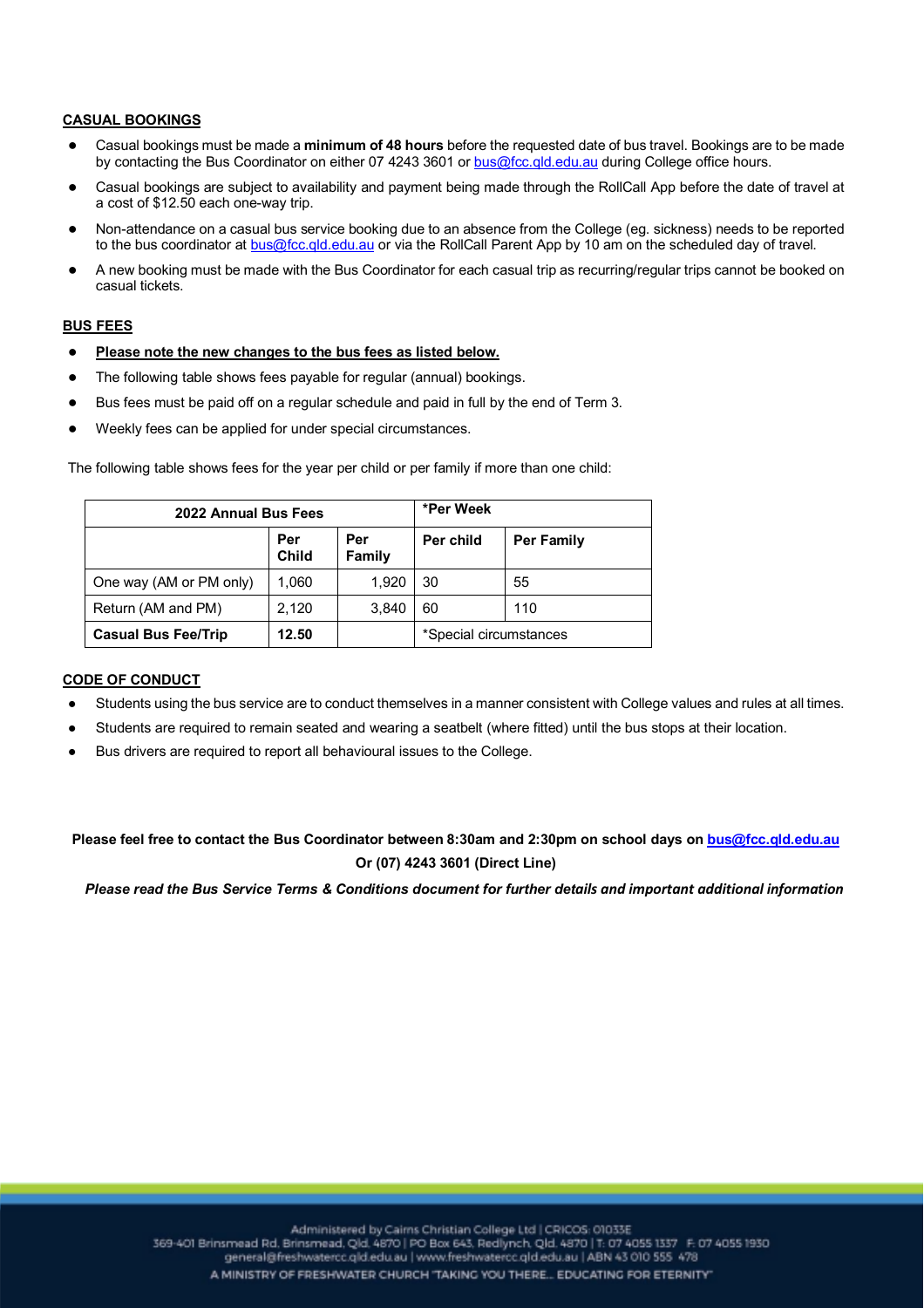## CASUAL BOOKINGS

- Casual bookings must be made a **minimum of 48 hours** before the requested date of bus travel. Bookings are to be made by contacting the Bus Coordinator on either 07 4243 3601 or bus@fcc.qld.edu.au during College office hours.
- Casual bookings are subject to availability and payment being made through the RollCall App before the date of travel at a cost of $12.50 each one-way trip.
- Non-attendance on a casual bus service booking due to an absence from the College (eg. sickness) needs to be reported to the bus coordinator at bus@fcc.qld.edu.au or via the RollCall Parent App by 10 am on the scheduled day of travel.
- A new booking must be made with the Bus Coordinator for each casual trip as recurring/regular trips cannot be booked on casual tickets.

## BUS FEES

- **Please note the new changes to the bus fees as listed below.**
- The following table shows fees payable for regular (annual) bookings.
- Bus fees must be paid off on a regular schedule and paid in full by the end of Term 3.
- Weekly fees can be applied for under special circumstances.

The following table shows fees for the year per child or per family if more than one child:

| **2022 Annual Bus Fees** | | | ***Per Week** | |
|---|---|---|---|---|
| | **Per Child** | **Per Family** | **Per child** | **Per Family** |
| One way (AM or PM only) | 1,060 | 1,920 | 30 | 55 |
| Return (AM and PM) | 2,120 | 3,840 | 60 | 110 |
| **Casual Bus Fee/Trip** | **12.50** | | *Special circumstances | |

## CODE OF CONDUCT

- Students using the bus service are to conduct themselves in a manner consistent with College values and rules at all times.
- Students are required to remain seated and wearing a seatbelt (where fitted) until the bus stops at their location.
- Bus drivers are required to report all behavioural issues to the College.

**Please feel free to contact the Bus Coordinator between 8:30am and 2:30pm on school days on bus@fcc.qld.edu.au**

**Or (07) 4243 3601 (Direct Line)**

***Please read the Bus Service Terms & Conditions document for further details and important additional information***